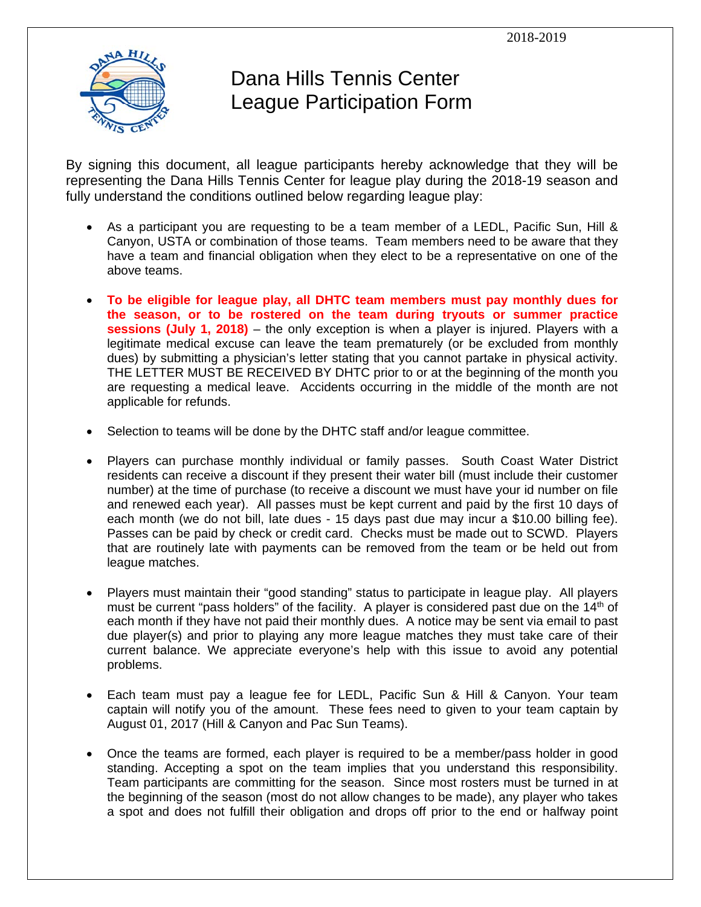2018-2019

# Dana Hills Tennis Center League Participation Form

By signing this document, all league participants hereby acknowledge that they will be representing the Dana Hills Tennis Center for league play during the 2018-19 season and fully understand the conditions outlined below regarding league play:

- As a participant you are requesting to be a team member of a LEDL, Pacific Sun, Hill & Canyon, USTA or combination of those teams. Team members need to be aware that they have a team and financial obligation when they elect to be a representative on one of the above teams.

- **To be eligible for league play, all DHTC team members must pay monthly dues for the season, or to be rostered on the team during tryouts or summer practice sessions (July 1, 2018)** – the only exception is when a player is injured. Players with a legitimate medical excuse can leave the team prematurely (or be excluded from monthly dues) by submitting a physician's letter stating that you cannot partake in physical activity. THE LETTER MUST BE RECEIVED BY DHTC prior to or at the beginning of the month you are requesting a medical leave. Accidents occurring in the middle of the month are not applicable for refunds.

- Selection to teams will be done by the DHTC staff and/or league committee.

- Players can purchase monthly individual or family passes. South Coast Water District residents can receive a discount if they present their water bill (must include their customer number) at the time of purchase (to receive a discount we must have your id number on file and renewed each year). All passes must be kept current and paid by the first 10 days of each month (we do not bill, late dues - 15 days past due may incur a $10.00 billing fee). Passes can be paid by check or credit card. Checks must be made out to SCWD. Players that are routinely late with payments can be removed from the team or be held out from league matches.

- Players must maintain their "good standing" status to participate in league play. All players must be current "pass holders" of the facility. A player is considered past due on the 14th of each month if they have not paid their monthly dues. A notice may be sent via email to past due player(s) and prior to playing any more league matches they must take care of their current balance. We appreciate everyone's help with this issue to avoid any potential problems.

- Each team must pay a league fee for LEDL, Pacific Sun & Hill & Canyon. Your team captain will notify you of the amount. These fees need to given to your team captain by August 01, 2017 (Hill & Canyon and Pac Sun Teams).

- Once the teams are formed, each player is required to be a member/pass holder in good standing. Accepting a spot on the team implies that you understand this responsibility. Team participants are committing for the season. Since most rosters must be turned in at the beginning of the season (most do not allow changes to be made), any player who takes a spot and does not fulfill their obligation and drops off prior to the end or halfway point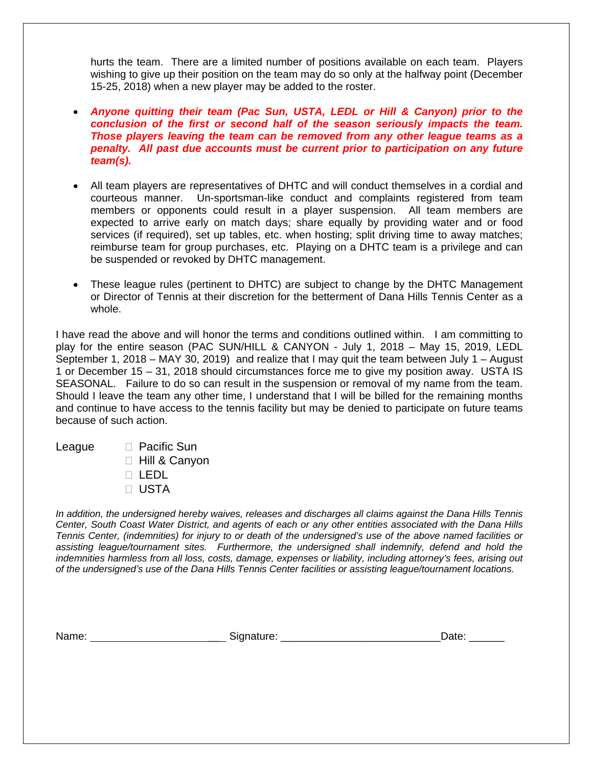hurts the team. There are a limited number of positions available on each team. Players wishing to give up their position on the team may do so only at the halfway point (December 15-25, 2018) when a new player may be added to the roster.

- ***Anyone quitting their team (Pac Sun, USTA, LEDL or Hill & Canyon) prior to the conclusion of the first or second half of the season seriously impacts the team. Those players leaving the team can be removed from any other league teams as a penalty. All past due accounts must be current prior to participation on any future team(s).***

- All team players are representatives of DHTC and will conduct themselves in a cordial and courteous manner. Un-sportsman-like conduct and complaints registered from team members or opponents could result in a player suspension. All team members are expected to arrive early on match days; share equally by providing water and or food services (if required), set up tables, etc. when hosting; split driving time to away matches; reimburse team for group purchases, etc. Playing on a DHTC team is a privilege and can be suspended or revoked by DHTC management.

- These league rules (pertinent to DHTC) are subject to change by the DHTC Management or Director of Tennis at their discretion for the betterment of Dana Hills Tennis Center as a whole.

I have read the above and will honor the terms and conditions outlined within. I am committing to play for the entire season (PAC SUN/HILL & CANYON - July 1, 2018 – May 15, 2019, LEDL September 1, 2018 – MAY 30, 2019) and realize that I may quit the team between July 1 – August 1 or December 15 – 31, 2018 should circumstances force me to give my position away. USTA IS SEASONAL. Failure to do so can result in the suspension or removal of my name from the team. Should I leave the team any other time, I understand that I will be billed for the remaining months and continue to have access to the tennis facility but may be denied to participate on future teams because of such action.

League
- ☐ Pacific Sun
- ☐ Hill & Canyon
- ☐ LEDL
- ☐ USTA

*In addition, the undersigned hereby waives, releases and discharges all claims against the Dana Hills Tennis Center, South Coast Water District, and agents of each or any other entities associated with the Dana Hills Tennis Center, (indemnities) for injury to or death of the undersigned's use of the above named facilities or assisting league/tournament sites. Furthermore, the undersigned shall indemnify, defend and hold the indemnities harmless from all loss, costs, damage, expenses or liability, including attorney's fees, arising out of the undersigned's use of the Dana Hills Tennis Center facilities or assisting league/tournament locations.*

Name: _________________________ Signature: ____________________________Date: ______